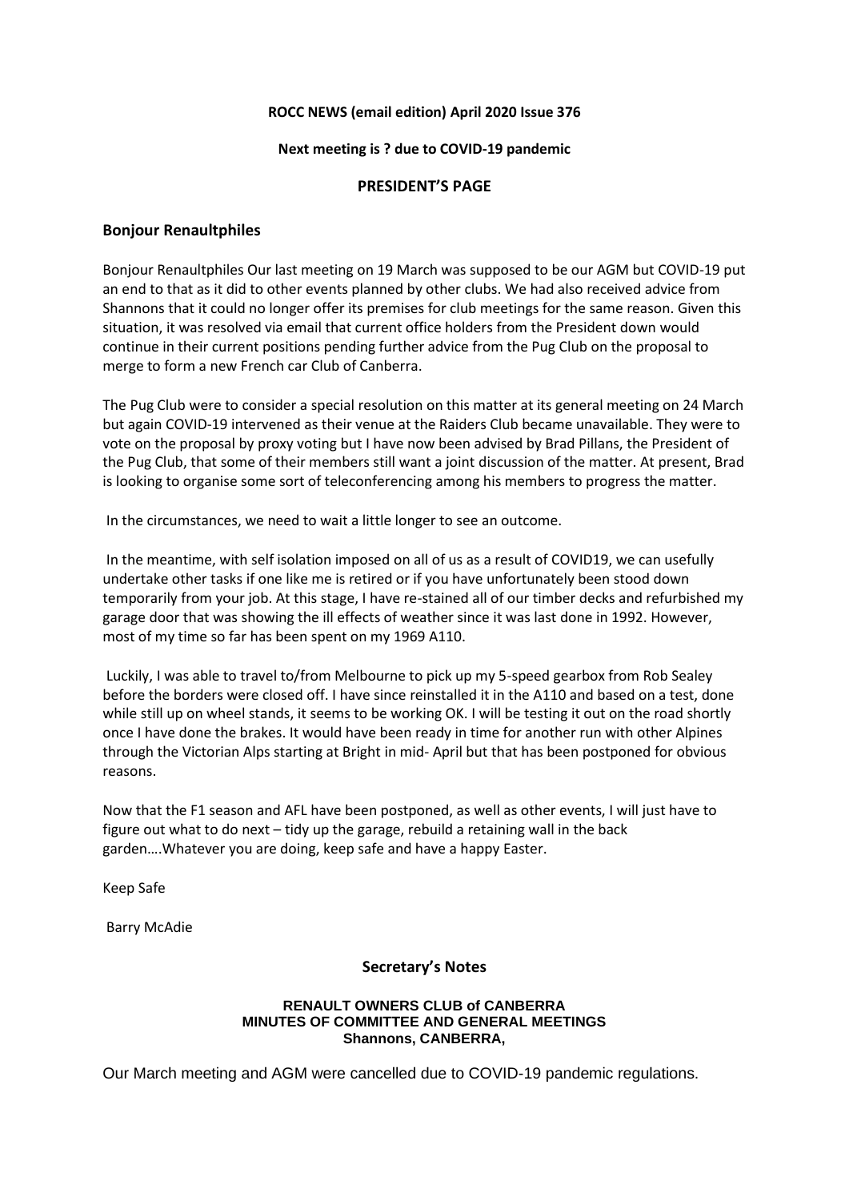**ROCC NEWS (email edition) April 2020 Issue 376**

**Next meeting is ? due to COVID-19 pandemic**

## PRESIDENT'S PAGE

### Bonjour Renaultphiles

Bonjour Renaultphiles Our last meeting on 19 March was supposed to be our AGM but COVID-19 put an end to that as it did to other events planned by other clubs. We had also received advice from Shannons that it could no longer offer its premises for club meetings for the same reason. Given this situation, it was resolved via email that current office holders from the President down would continue in their current positions pending further advice from the Pug Club on the proposal to merge to form a new French car Club of Canberra.

The Pug Club were to consider a special resolution on this matter at its general meeting on 24 March but again COVID-19 intervened as their venue at the Raiders Club became unavailable. They were to vote on the proposal by proxy voting but I have now been advised by Brad Pillans, the President of the Pug Club, that some of their members still want a joint discussion of the matter. At present, Brad is looking to organise some sort of teleconferencing among his members to progress the matter.

In the circumstances, we need to wait a little longer to see an outcome.

In the meantime, with self isolation imposed on all of us as a result of COVID19, we can usefully undertake other tasks if one like me is retired or if you have unfortunately been stood down temporarily from your job. At this stage, I have re-stained all of our timber decks and refurbished my garage door that was showing the ill effects of weather since it was last done in 1992. However, most of my time so far has been spent on my 1969 A110.

Luckily, I was able to travel to/from Melbourne to pick up my 5-speed gearbox from Rob Sealey before the borders were closed off. I have since reinstalled it in the A110 and based on a test, done while still up on wheel stands, it seems to be working OK. I will be testing it out on the road shortly once I have done the brakes. It would have been ready in time for another run with other Alpines through the Victorian Alps starting at Bright in mid- April but that has been postponed for obvious reasons.

Now that the F1 season and AFL have been postponed, as well as other events, I will just have to figure out what to do next – tidy up the garage, rebuild a retaining wall in the back garden….Whatever you are doing, keep safe and have a happy Easter.

Keep Safe

Barry McAdie

## Secretary's Notes

**RENAULT OWNERS CLUB of CANBERRA**
**MINUTES OF COMMITTEE AND GENERAL MEETINGS**
**Shannons, CANBERRA,**

Our March meeting and AGM were cancelled due to COVID-19 pandemic regulations.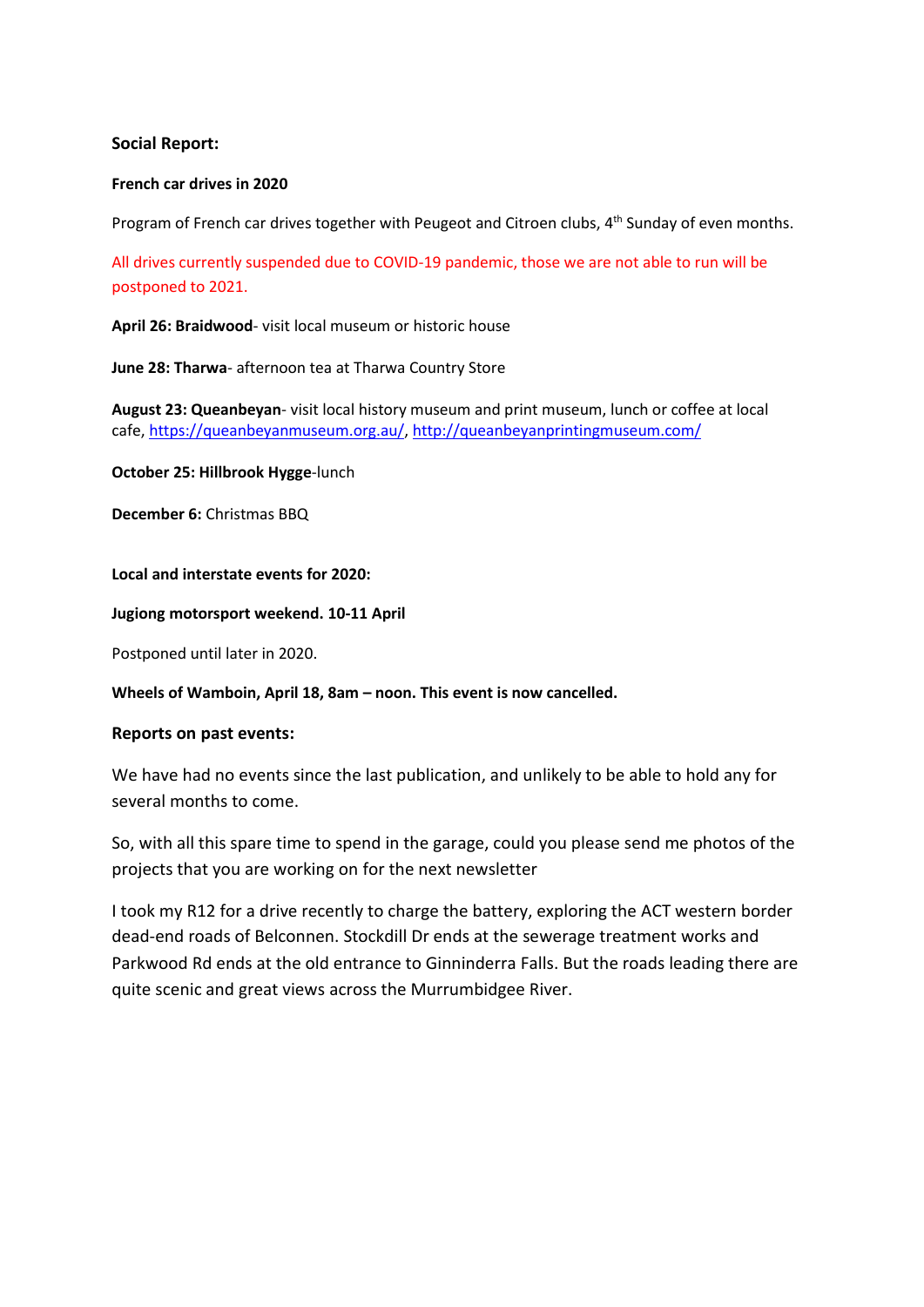## Social Report:

### French car drives in 2020

Program of French car drives together with Peugeot and Citroen clubs, 4th Sunday of even months.

All drives currently suspended due to COVID-19 pandemic, those we are not able to run will be postponed to 2021.

**April 26: Braidwood**- visit local museum or historic house

**June 28: Tharwa**- afternoon tea at Tharwa Country Store

**August 23: Queanbeyan**- visit local history museum and print museum, lunch or coffee at local cafe, https://queanbeyanmuseum.org.au/, http://queanbeyanprintingmuseum.com/

**October 25: Hillbrook Hygge**-lunch

**December 6:** Christmas BBQ

### Local and interstate events for 2020:

**Jugiong motorsport weekend. 10-11 April**

Postponed until later in 2020.

**Wheels of Wamboin, April 18, 8am – noon. This event is now cancelled.**

### Reports on past events:

We have had no events since the last publication, and unlikely to be able to hold any for several months to come.

So, with all this spare time to spend in the garage, could you please send me photos of the projects that you are working on for the next newsletter

I took my R12 for a drive recently to charge the battery, exploring the ACT western border dead-end roads of Belconnen. Stockdill Dr ends at the sewerage treatment works and Parkwood Rd ends at the old entrance to Ginninderra Falls. But the roads leading there are quite scenic and great views across the Murrumbidgee River.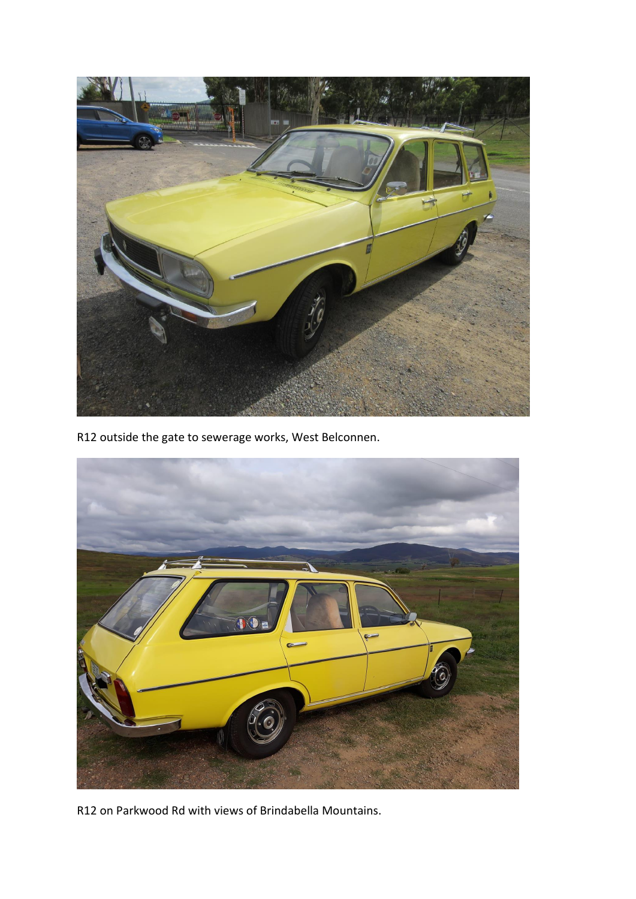R12 outside the gate to sewerage works, West Belconnen.

R12 on Parkwood Rd with views of Brindabella Mountains.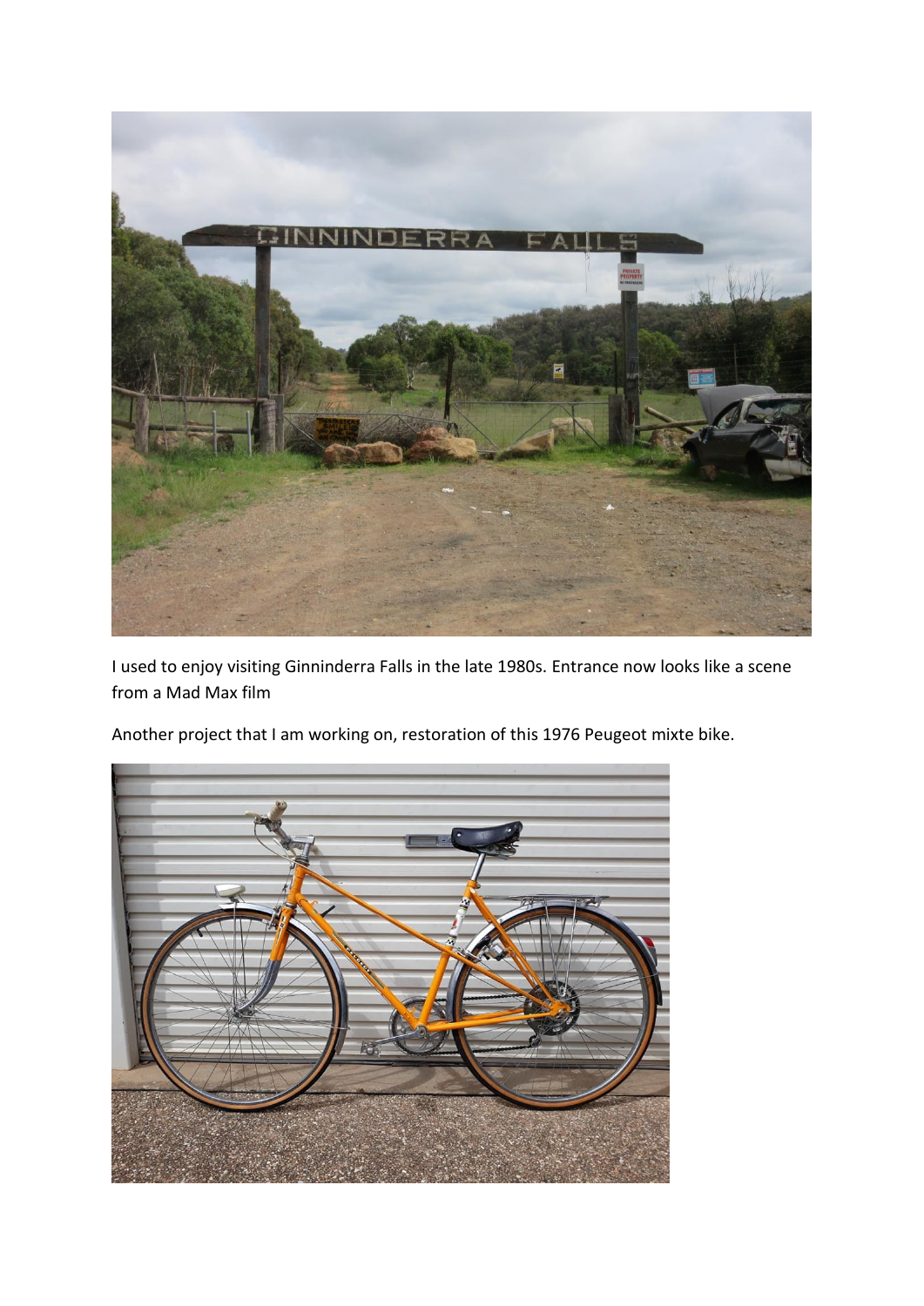I used to enjoy visiting Ginninderra Falls in the late 1980s. Entrance now looks like a scene from a Mad Max film

Another project that I am working on, restoration of this 1976 Peugeot mixte bike.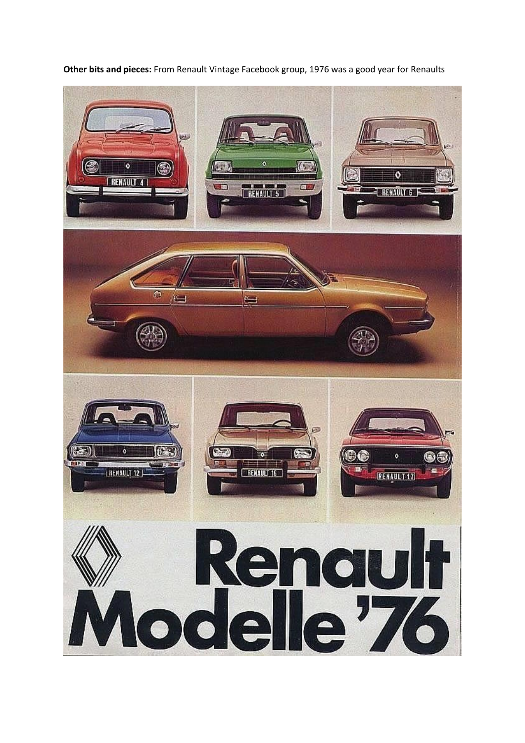**Other bits and pieces:** From Renault Vintage Facebook group, 1976 was a good year for Renaults

RENAULT 4

RENAULT 5

RENAULT 6

RENAULT 12

RENAULT 16

RENAULT 17

Renault Modelle '76